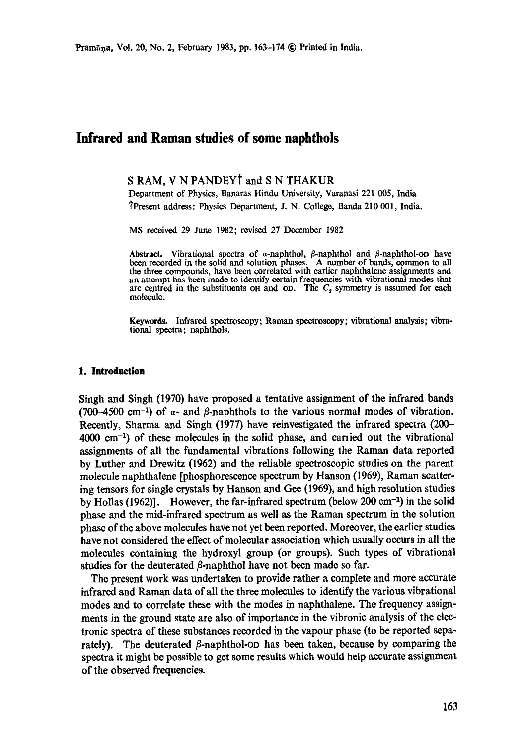# Infrared and Raman studies of some naphthols

S RAM, V N PANDEY[†] and S N THAKUR

Department of Physics, Banaras Hindu University, Varanasi 221 005, India

[†]Present address: Physics Department, J. N. College, Banda 210 001, India.

MS received 29 June 1982; revised 27 December 1982

**Abstract.** Vibrational spectra of $\alpha$-naphthol, $\beta$-naphthol and $\beta$-naphthol-OD have been recorded in the solid and solution phases. A number of bands, common to all the three compounds, have been correlated with earlier naphthalene assignments and an attempt has been made to identify certain frequencies with vibrational modes that are centred in the substituents OH and OD. The $C_s$ symmetry is assumed for each molecule.

**Keywords.** Infrared spectroscopy; Raman spectroscopy; vibrational analysis; vibrational spectra; naphthols.

## 1. Introduction

Singh and Singh (1970) have proposed a tentative assignment of the infrared bands (700–4500 cm$^{-1}$) of $\alpha$- and $\beta$-naphthols to the various normal modes of vibration. Recently, Sharma and Singh (1977) have reinvestigated the infrared spectra (200–4000 cm$^{-1}$) of these molecules in the solid phase, and carried out the vibrational assignments of all the fundamental vibrations following the Raman data reported by Luther and Drewitz (1962) and the reliable spectroscopic studies on the parent molecule naphthalene [phosphorescence spectrum by Hanson (1969), Raman scattering tensors for single crystals by Hanson and Gee (1969), and high resolution studies by Hollas (1962)]. However, the far-infrared spectrum (below 200 cm$^{-1}$) in the solid phase and the mid-infrared spectrum as well as the Raman spectrum in the solution phase of the above molecules have not yet been reported. Moreover, the earlier studies have not considered the effect of molecular association which usually occurs in all the molecules containing the hydroxyl group (or groups). Such types of vibrational studies for the deuterated $\beta$-naphthol have not been made so far.

The present work was undertaken to provide rather a complete and more accurate infrared and Raman data of all the three molecules to identify the various vibrational modes and to correlate these with the modes in naphthalene. The frequency assignments in the ground state are also of importance in the vibronic analysis of the electronic spectra of these substances recorded in the vapour phase (to be reported separately). The deuterated $\beta$-naphthol-OD has been taken, because by comparing the spectra it might be possible to get some results which would help accurate assignment of the observed frequencies.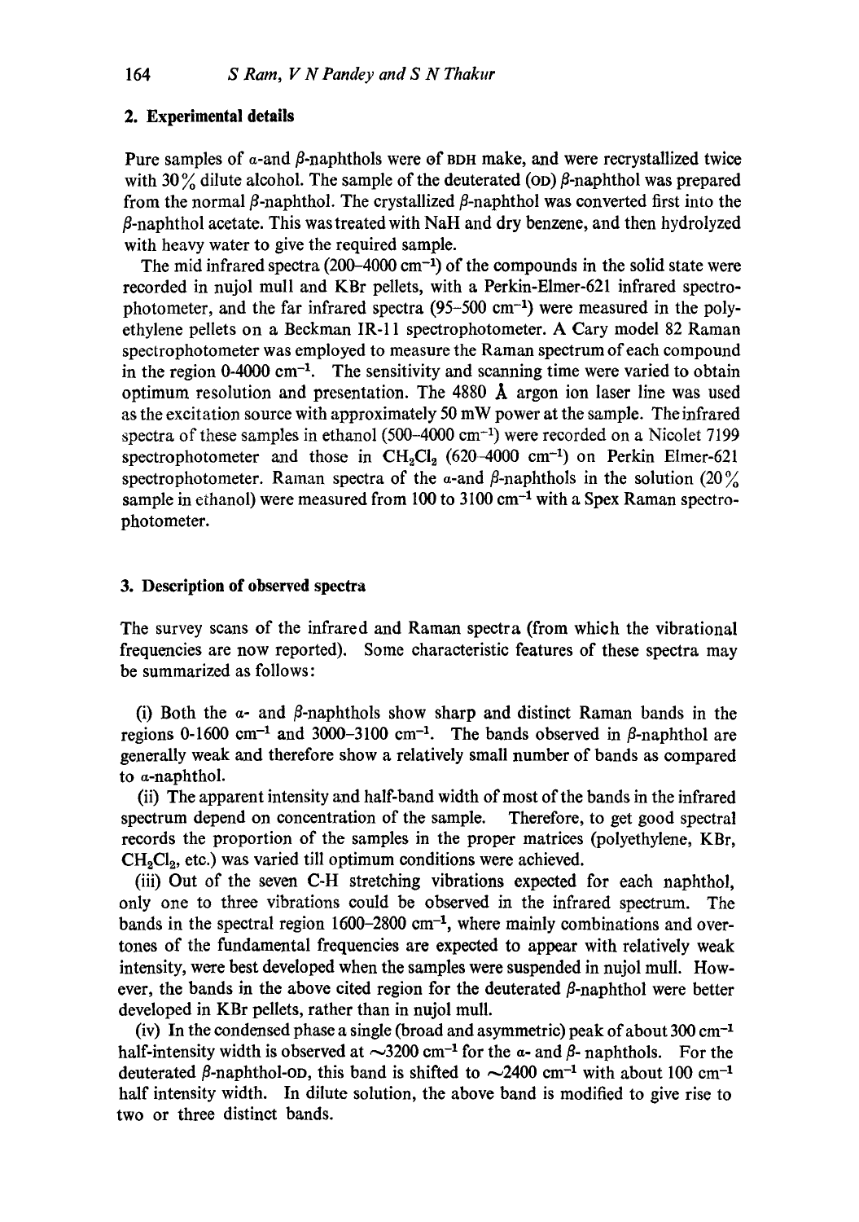## 2. Experimental details

Pure samples of $\alpha$-and $\beta$-naphthols were of BDH make, and were recrystallized twice with 30% dilute alcohol. The sample of the deuterated (OD) $\beta$-naphthol was prepared from the normal $\beta$-naphthol. The crystallized $\beta$-naphthol was converted first into the $\beta$-naphthol acetate. This was treated with NaH and dry benzene, and then hydrolyzed with heavy water to give the required sample.

The mid infrared spectra (200–4000 $cm^{-1}$) of the compounds in the solid state were recorded in nujol mull and KBr pellets, with a Perkin-Elmer-621 infrared spectrophotometer, and the far infrared spectra (95–500 $cm^{-1}$) were measured in the polyethylene pellets on a Beckman IR-11 spectrophotometer. A Cary model 82 Raman spectrophotometer was employed to measure the Raman spectrum of each compound in the region 0-4000 $cm^{-1}$. The sensitivity and scanning time were varied to obtain optimum resolution and presentation. The 4880 Å argon ion laser line was used as the excitation source with approximately 50 mW power at the sample. The infrared spectra of these samples in ethanol (500–4000 $cm^{-1}$) were recorded on a Nicolet 7199 spectrophotometer and those in $CH_2Cl_2$ (620–4000 $cm^{-1}$) on Perkin Elmer-621 spectrophotometer. Raman spectra of the $\alpha$-and $\beta$-naphthols in the solution (20% sample in ethanol) were measured from 100 to 3100 $cm^{-1}$ with a Spex Raman spectrophotometer.

## 3. Description of observed spectra

The survey scans of the infrared and Raman spectra (from which the vibrational frequencies are now reported). Some characteristic features of these spectra may be summarized as follows:

(i) Both the $\alpha$- and $\beta$-naphthols show sharp and distinct Raman bands in the regions 0-1600 $cm^{-1}$ and 3000–3100 $cm^{-1}$. The bands observed in $\beta$-naphthol are generally weak and therefore show a relatively small number of bands as compared to $\alpha$-naphthol.

(ii) The apparent intensity and half-band width of most of the bands in the infrared spectrum depend on concentration of the sample. Therefore, to get good spectral records the proportion of the samples in the proper matrices (polyethylene, KBr, $CH_2Cl_2$, etc.) was varied till optimum conditions were achieved.

(iii) Out of the seven C-H stretching vibrations expected for each naphthol, only one to three vibrations could be observed in the infrared spectrum. The bands in the spectral region 1600–2800 $cm^{-1}$, where mainly combinations and overtones of the fundamental frequencies are expected to appear with relatively weak intensity, were best developed when the samples were suspended in nujol mull. However, the bands in the above cited region for the deuterated $\beta$-naphthol were better developed in KBr pellets, rather than in nujol mull.

(iv) In the condensed phase a single (broad and asymmetric) peak of about 300 $cm^{-1}$ half-intensity width is observed at $\sim$3200 $cm^{-1}$ for the $\alpha$- and $\beta$- naphthols. For the deuterated $\beta$-naphthol-OD, this band is shifted to $\sim$2400 $cm^{-1}$ with about 100 $cm^{-1}$ half intensity width. In dilute solution, the above band is modified to give rise to two or three distinct bands.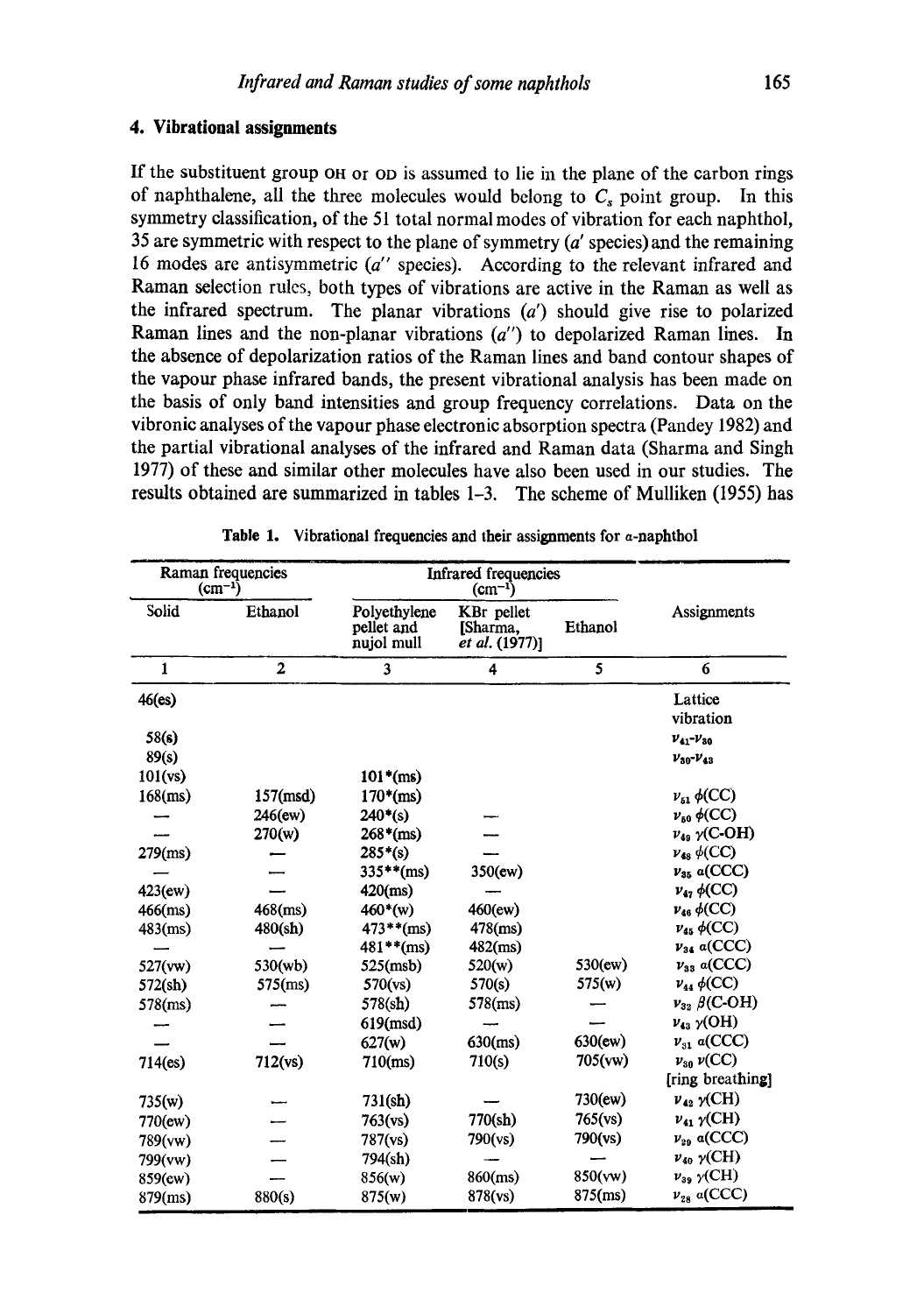## 4. Vibrational assignments

If the substituent group OH or OD is assumed to lie in the plane of the carbon rings of naphthalene, all the three molecules would belong to $C_s$ point group. In this symmetry classification, of the 51 total normal modes of vibration for each naphthol, 35 are symmetric with respect to the plane of symmetry ($a'$ species) and the remaining 16 modes are antisymmetric ($a''$ species). According to the relevant infrared and Raman selection rules, both types of vibrations are active in the Raman as well as the infrared spectrum. The planar vibrations ($a'$) should give rise to polarized Raman lines and the non-planar vibrations ($a''$) to depolarized Raman lines. In the absence of depolarization ratios of the Raman lines and band contour shapes of the vapour phase infrared bands, the present vibrational analysis has been made on the basis of only band intensities and group frequency correlations. Data on the vibronic analyses of the vapour phase electronic absorption spectra (Pandey 1982) and the partial vibrational analyses of the infrared and Raman data (Sharma and Singh 1977) of these and similar other molecules have also been used in our studies. The results obtained are summarized in tables 1–3. The scheme of Mulliken (1955) has

**Table 1.** Vibrational frequencies and their assignments for α-naphthol

| Raman frequencies ($cm^{-1}$) | | Infrared frequencies ($cm^{-1}$) | | | Assignments |
|---|---|---|---|---|---|
| Solid | Ethanol | Polyethylene pellet and nujol mull | KBr pellet [Sharma, *et al.* (1977)] | Ethanol | |
| 1 | 2 | 3 | 4 | 5 | 6 |
| 46(es) | | | | | Lattice vibration |
| 58(s) | | | | | $\nu_{41}$-$\nu_{30}$ |
| 89(s) | | | | | $\nu_{30}$-$\nu_{43}$ |
| 101(vs) | | 101*(ms) | | | |
| 168(ms) | 157(msd) | 170*(ms) | | | $\nu_{51}$ $\phi$(CC) |
| — | 246(ew) | 240*(s) | — | | $\nu_{50}$ $\phi$(CC) |
| — | 270(w) | 268*(ms) | — | | $\nu_{49}$ $\gamma$(C-OH) |
| 279(ms) | — | 285*(s) | — | | $\nu_{48}$ $\phi$(CC) |
| — | — | 335**(ms) | 350(ew) | | $\nu_{35}$ $\alpha$(CCC) |
| 423(ew) | — | 420(ms) | — | | $\nu_{47}$ $\phi$(CC) |
| 466(ms) | 468(ms) | 460*(w) | 460(ew) | | $\nu_{46}$ $\phi$(CC) |
| 483(ms) | 480(sh) | 473**(ms) | 478(ms) | | $\nu_{45}$ $\phi$(CC) |
| — | — | 481**(ms) | 482(ms) | | $\nu_{34}$ $\alpha$(CCC) |
| 527(vw) | 530(wb) | 525(msb) | 520(w) | 530(ew) | $\nu_{33}$ $\alpha$(CCC) |
| 572(sh) | 575(ms) | 570(vs) | 570(s) | 575(w) | $\nu_{44}$ $\phi$(CC) |
| 578(ms) | — | 578(sh) | 578(ms) | — | $\nu_{32}$ $\beta$(C-OH) |
| — | — | 619(msd) | — | — | $\nu_{43}$ $\gamma$(OH) |
| — | — | 627(w) | 630(ms) | 630(ew) | $\nu_{31}$ $\alpha$(CCC) |
| 714(es) | 712(vs) | 710(ms) | 710(s) | 705(vw) | $\nu_{30}$ $\nu$(CC) [ring breathing] |
| 735(w) | — | 731(sh) | — | 730(ew) | $\nu_{42}$ $\gamma$(CH) |
| 770(ew) | — | 763(vs) | 770(sh) | 765(vs) | $\nu_{41}$ $\gamma$(CH) |
| 789(vw) | — | 787(vs) | 790(vs) | 790(vs) | $\nu_{29}$ $\alpha$(CCC) |
| 799(vw) | — | 794(sh) | — | — | $\nu_{40}$ $\gamma$(CH) |
| 859(ew) | — | 856(w) | 860(ms) | 850(vw) | $\nu_{39}$ $\gamma$(CH) |
| 879(ms) | 880(s) | 875(w) | 878(vs) | 875(ms) | $\nu_{28}$ $\alpha$(CCC) |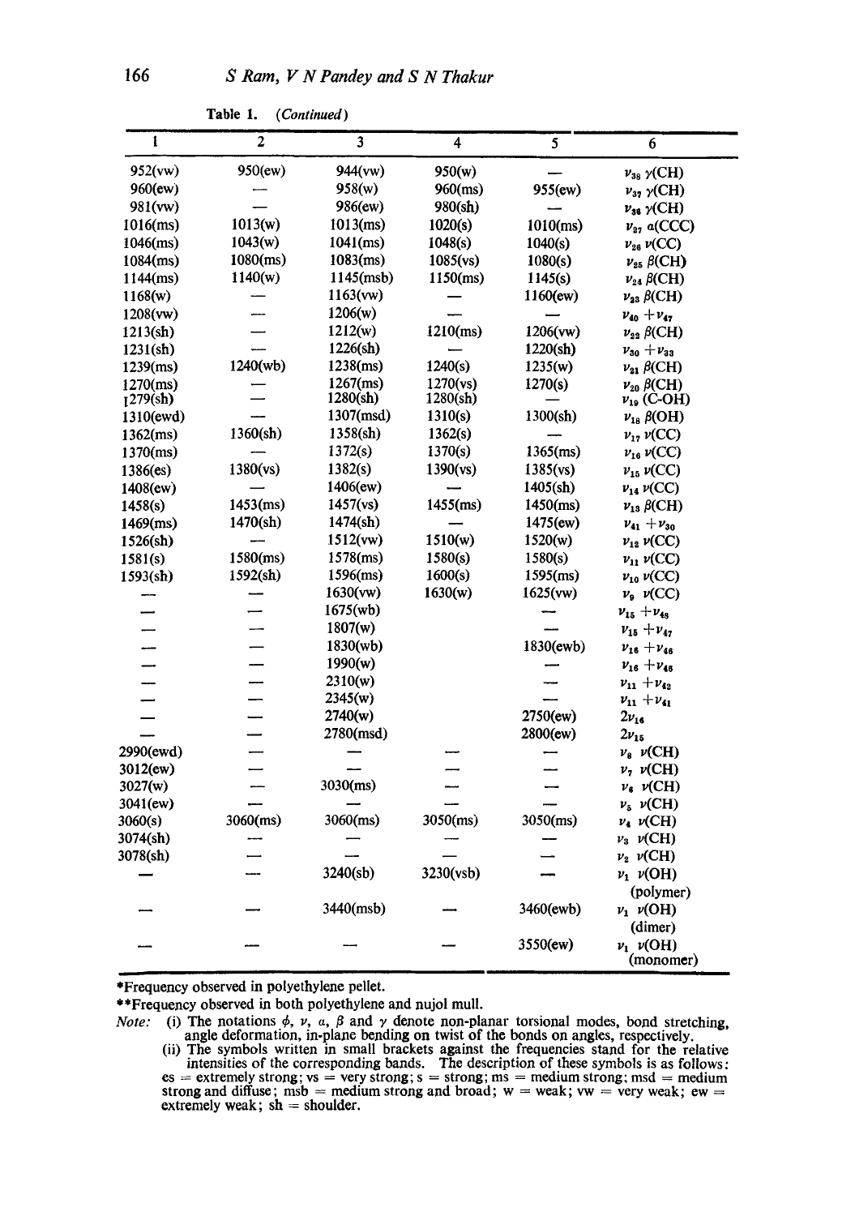Table 1. *(Continued)*

| 1 | 2 | 3 | 4 | 5 | 6 |
|---|---|---|---|---|---|
| 952(vw) | 950(ew) | 944(vw) | 950(w) | — | $\nu_{38}$ $\gamma$(CH) |
| 960(ew) | — | 958(w) | 960(ms) | 955(ew) | $\nu_{37}$ $\gamma$(CH) |
| 981(vw) | — | 986(ew) | 980(sh) | — | $\nu_{36}$ $\gamma$(CH) |
| 1016(ms) | 1013(w) | 1013(ms) | 1020(s) | 1010(ms) | $\nu_{27}$ $\alpha$(CCC) |
| 1046(ms) | 1043(w) | 1041(ms) | 1048(s) | 1040(s) | $\nu_{26}$ $\nu$(CC) |
| 1084(ms) | 1080(ms) | 1083(ms) | 1085(vs) | 1080(s) | $\nu_{25}$ $\beta$(CH) |
| 1144(ms) | 1140(w) | 1145(msb) | 1150(ms) | 1145(s) | $\nu_{24}$ $\beta$(CH) |
| 1168(w) | — | 1163(vw) | — | 1160(ew) | $\nu_{23}$ $\beta$(CH) |
| 1208(vw) | — | 1206(w) | — | — | $\nu_{40}+\nu_{47}$ |
| 1213(sh) | — | 1212(w) | 1210(ms) | 1206(vw) | $\nu_{22}$ $\beta$(CH) |
| 1231(sh) | — | 1226(sh) | — | 1220(sh) | $\nu_{30}+\nu_{33}$ |
| 1239(ms) | 1240(wb) | 1238(ms) | 1240(s) | 1235(w) | $\nu_{21}$ $\beta$(CH) |
| 1270(ms) | — | 1267(ms) | 1270(vs) | 1270(s) | $\nu_{20}$ $\beta$(CH) |
| 1279(sh) | — | 1280(sh) | 1280(sh) | — | $\nu_{19}$ (C-OH) |
| 1310(ewd) | — | 1307(msd) | 1310(s) | 1300(sh) | $\nu_{18}$ $\beta$(OH) |
| 1362(ms) | 1360(sh) | 1358(sh) | 1362(s) | — | $\nu_{17}$ $\nu$(CC) |
| 1370(ms) | — | 1372(s) | 1370(s) | 1365(ms) | $\nu_{16}$ $\nu$(CC) |
| 1386(es) | 1380(vs) | 1382(s) | 1390(vs) | 1385(vs) | $\nu_{15}$ $\nu$(CC) |
| 1408(ew) | — | 1406(ew) | — | 1405(sh) | $\nu_{14}$ $\nu$(CC) |
| 1458(s) | 1453(ms) | 1457(vs) | 1455(ms) | 1450(ms) | $\nu_{13}$ $\beta$(CH) |
| 1469(ms) | 1470(sh) | 1474(sh) | — | 1475(ew) | $\nu_{41}+\nu_{30}$ |
| 1526(sh) | — | 1512(vw) | 1510(w) | 1520(w) | $\nu_{12}$ $\nu$(CC) |
| 1581(s) | 1580(ms) | 1578(ms) | 1580(s) | 1580(s) | $\nu_{11}$ $\nu$(CC) |
| 1593(sh) | 1592(sh) | 1596(ms) | 1600(s) | 1595(ms) | $\nu_{10}$ $\nu$(CC) |
| — | — | 1630(vw) | 1630(w) | 1625(vw) | $\nu_{9}$ $\nu$(CC) |
| — | — | 1675(wb) | | — | $\nu_{15}+\nu_{48}$ |
| — | — | 1807(w) | | — | $\nu_{15}+\nu_{47}$ |
| — | — | 1830(wb) | | 1830(ewb) | $\nu_{16}+\nu_{46}$ |
| — | — | 1990(w) | | — | $\nu_{16}+\nu_{46}$ |
| — | — | 2310(w) | | — | $\nu_{11}+\nu_{42}$ |
| — | — | 2345(w) | | — | $\nu_{11}+\nu_{41}$ |
| — | — | 2740(w) | | 2750(ew) | $2\nu_{14}$ |
| — | — | 2780(msd) | | 2800(ew) | $2\nu_{15}$ |
| 2990(ewd) | — | — | — | — | $\nu_{8}$ $\nu$(CH) |
| 3012(ew) | — | — | — | — | $\nu_{7}$ $\nu$(CH) |
| 3027(w) | — | 3030(ms) | — | — | $\nu_{6}$ $\nu$(CH) |
| 3041(ew) | — | — | — | — | $\nu_{5}$ $\nu$(CH) |
| 3060(s) | 3060(ms) | 3060(ms) | 3050(ms) | 3050(ms) | $\nu_{4}$ $\nu$(CH) |
| 3074(sh) | — | — | — | — | $\nu_{3}$ $\nu$(CH) |
| 3078(sh) | — | — | — | — | $\nu_{2}$ $\nu$(CH) |
| — | — | 3240(sb) | 3230(vsb) | — | $\nu_{1}$ $\nu$(OH) (polymer) |
| — | — | 3440(msb) | — | 3460(ewb) | $\nu_{1}$ $\nu$(OH) (dimer) |
| — | — | — | — | 3550(ew) | $\nu_{1}$ $\nu$(OH) (monomer) |

*Frequency observed in polyethylene pellet.

**Frequency observed in both polyethylene and nujol mull.

*Note:* (i) The notations $\phi$, $\nu$, $\alpha$, $\beta$ and $\gamma$ denote non-planar torsional modes, bond stretching, angle deformation, in-plane bending on twist of the bonds on angles, respectively.

(ii) The symbols written in small brackets against the frequencies stand for the relative intensities of the corresponding bands. The description of these symbols is as follows: es = extremely strong; vs = very strong; s = strong; ms = medium strong; msd = medium strong and diffuse; msb = medium strong and broad; w = weak; vw = very weak; ew = extremely weak; sh = shoulder.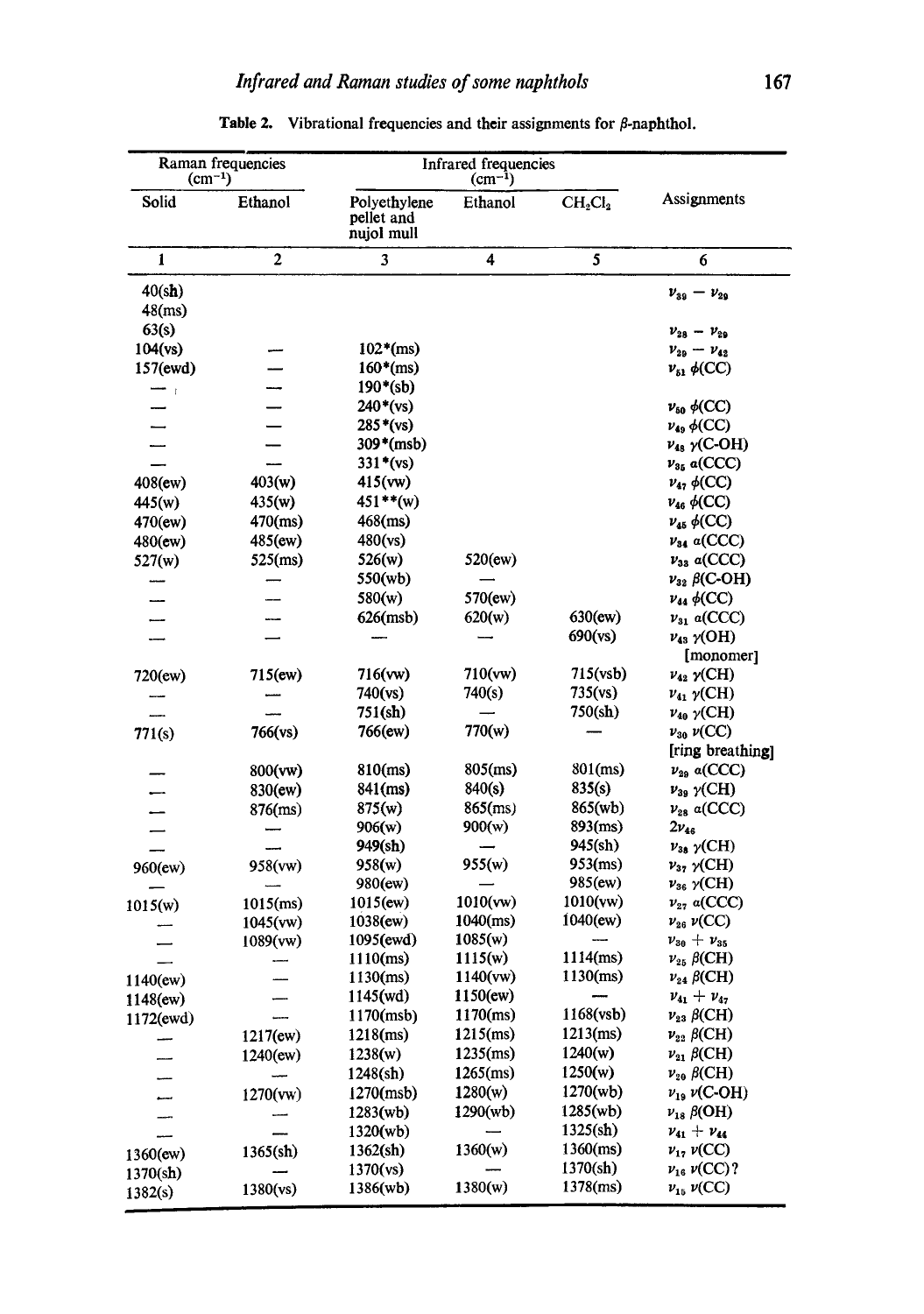Table 2. Vibrational frequencies and their assignments for β-naphthol.

| Raman frequencies ($cm^{-1}$) | | Infrared frequencies ($cm^{-1}$) | | | Assignments |
|---|---|---|---|---|---|
| Solid | Ethanol | Polyethylene pellet and nujol mull | Ethanol | $CH_2Cl_2$ | |
| 1 | 2 | 3 | 4 | 5 | 6 |
| 40(sh) | | | | | $\nu_{39} - \nu_{29}$ |
| 48(ms) | | | | | |
| 63(s) | | | | | $\nu_{28} - \nu_{29}$ |
| 104(vs) | — | 102*(ms) | | | $\nu_{29} - \nu_{42}$ |
| 157(ewd) | — | 160*(ms) | | | $\nu_{51}$ $\phi$(CC) |
| — | — | 190*(sb) | | | |
| — | — | 240*(vs) | | | $\nu_{50}$ $\phi$(CC) |
| — | — | 285*(vs) | | | $\nu_{49}$ $\phi$(CC) |
| — | — | 309*(msb) | | | $\nu_{48}$ $\gamma$(C-OH) |
| — | — | 331*(vs) | | | $\nu_{35}$ $\alpha$(CCC) |
| 408(ew) | 403(w) | 415(vw) | | | $\nu_{47}$ $\phi$(CC) |
| 445(w) | 435(w) | 451**(w) | | | $\nu_{46}$ $\phi$(CC) |
| 470(ew) | 470(ms) | 468(ms) | | | $\nu_{45}$ $\phi$(CC) |
| 480(ew) | 485(ew) | 480(vs) | | | $\nu_{34}$ $\alpha$(CCC) |
| 527(w) | 525(ms) | 526(w) | 520(ew) | | $\nu_{33}$ $\alpha$(CCC) |
| — | — | 550(wb) | — | | $\nu_{32}$ $\beta$(C-OH) |
| — | — | 580(w) | 570(ew) | | $\nu_{44}$ $\phi$(CC) |
| — | — | 626(msb) | 620(w) | 630(ew) | $\nu_{31}$ $\alpha$(CCC) |
| — | — | — | — | 690(vs) | $\nu_{43}$ $\gamma$(OH) [monomer] |
| 720(ew) | 715(ew) | 716(vw) | 710(vw) | 715(vsb) | $\nu_{42}$ $\gamma$(CH) |
| — | — | 740(vs) | 740(s) | 735(vs) | $\nu_{41}$ $\gamma$(CH) |
| — | — | 751(sh) | — | 750(sh) | $\nu_{40}$ $\gamma$(CH) |
| 771(s) | 766(vs) | 766(ew) | 770(w) | — | $\nu_{30}$ $\nu$(CC) [ring breathing] |
| — | 800(vw) | 810(ms) | 805(ms) | 801(ms) | $\nu_{29}$ $\alpha$(CCC) |
| — | 830(ew) | 841(ms) | 840(s) | 835(s) | $\nu_{39}$ $\gamma$(CH) |
| — | 876(ms) | 875(w) | 865(ms) | 865(wb) | $\nu_{28}$ $\alpha$(CCC) |
| — | — | 906(w) | 900(w) | 893(ms) | $2\nu_{46}$ |
| — | — | 949(sh) | — | 945(sh) | $\nu_{38}$ $\gamma$(CH) |
| 960(ew) | 958(vw) | 958(w) | 955(w) | 953(ms) | $\nu_{37}$ $\gamma$(CH) |
| — | — | 980(ew) | — | 985(ew) | $\nu_{36}$ $\gamma$(CH) |
| 1015(w) | 1015(ms) | 1015(ew) | 1010(vw) | 1010(vw) | $\nu_{27}$ $\alpha$(CCC) |
| — | 1045(vw) | 1038(ew) | 1040(ms) | 1040(ew) | $\nu_{26}$ $\nu$(CC) |
| — | 1089(vw) | 1095(ewd) | 1085(w) | — | $\nu_{30} + \nu_{35}$ |
| — | — | 1110(ms) | 1115(w) | 1114(ms) | $\nu_{25}$ $\beta$(CH) |
| 1140(ew) | — | 1130(ms) | 1140(vw) | 1130(ms) | $\nu_{24}$ $\beta$(CH) |
| 1148(ew) | — | 1145(wd) | 1150(ew) | — | $\nu_{41} + \nu_{47}$ |
| 1172(ewd) | — | 1170(msb) | 1170(ms) | 1168(vsb) | $\nu_{23}$ $\beta$(CH) |
| — | 1217(ew) | 1218(ms) | 1215(ms) | 1213(ms) | $\nu_{22}$ $\beta$(CH) |
| — | 1240(ew) | 1238(w) | 1235(ms) | 1240(w) | $\nu_{21}$ $\beta$(CH) |
| — | — | 1248(sh) | 1265(ms) | 1250(w) | $\nu_{20}$ $\beta$(CH) |
| — | 1270(vw) | 1270(msb) | 1280(w) | 1270(wb) | $\nu_{19}$ $\nu$(C-OH) |
| — | — | 1283(wb) | 1290(wb) | 1285(wb) | $\nu_{18}$ $\beta$(OH) |
| — | — | 1320(wb) | — | 1325(sh) | $\nu_{41} + \nu_{44}$ |
| 1360(ew) | 1365(sh) | 1362(sh) | 1360(w) | 1360(ms) | $\nu_{17}$ $\nu$(CC) |
| 1370(sh) | — | 1370(vs) | — | 1370(sh) | $\nu_{16}$ $\nu$(CC)? |
| 1382(s) | 1380(vs) | 1386(wb) | 1380(w) | 1378(ms) | $\nu_{15}$ $\nu$(CC) |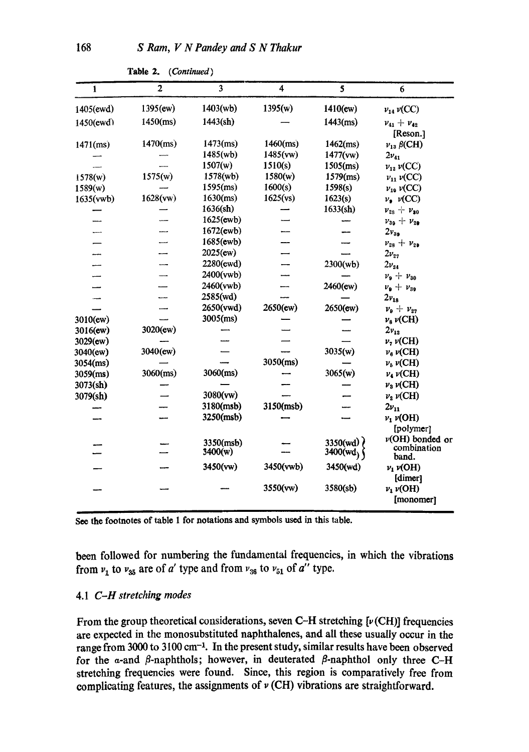**Table 2.** (*Continued*)

| 1 | 2 | 3 | 4 | 5 | 6 |
|---|---|---|---|---|---|
| 1405(ewd) | 1395(ew) | 1403(wb) | 1395(w) | 1410(ew) | $\nu_{14}$ $\nu$(CC) |
| 1450(ewd) | 1450(ms) | 1443(sh) | — | 1443(ms) | $\nu_{41} + \nu_{42}$ [Reson.] |
| 1471(ms) | 1470(ms) | 1473(ms) | 1460(ms) | 1462(ms) | $\nu_{13}$ $\beta$(CH) |
| — | — | 1485(wb) | 1485(vw) | 1477(vw) | $2\nu_{41}$ |
| — | — | 1507(w) | 1510(s) | 1505(ms) | $\nu_{12}$ $\nu$(CC) |
| 1578(w) | 1575(w) | 1578(wb) | 1580(w) | 1579(ms) | $\nu_{11}$ $\nu$(CC) |
| 1589(w) | — | 1595(ms) | 1600(s) | 1598(s) | $\nu_{10}$ $\nu$(CC) |
| 1635(vwb) | 1628(vw) | 1630(ms) | 1625(vs) | 1623(s) | $\nu_{9}$ $\nu$(CC) |
| — | — | 1636(sh) | — | 1633(sh) | $\nu_{28} + \nu_{30}$ |
| — | — | 1625(ewb) | — | — | $\nu_{39} + \nu_{29}$ |
| — | — | 1672(ewb) | — | — | $2\nu_{39}$ |
| — | — | 1685(ewb) | — | — | $\nu_{28} + \nu_{29}$ |
| — | — | 2025(ew) | — | — | $2\nu_{27}$ |
| — | — | 2280(ewd) | — | 2300(wb) | $2\nu_{24}$ |
| — | — | 2400(vwb) | — | — | $\nu_{9} + \nu_{30}$ |
| — | — | 2460(vwb) | — | 2460(ew) | $\nu_{9} + \nu_{39}$ |
| — | — | 2585(wd) | — | — | $2\nu_{18}$ |
| — | — | 2650(vwd) | 2650(ew) | 2650(ew) | $\nu_{9} + \nu_{27}$ |
| 3010(ew) | — | 3005(ms) | — | — | $\nu_{8}$ $\nu$(CH) |
| 3016(ew) | 3020(ew) | — | — | — | $2\nu_{12}$ |
| 3029(ew) | — | — | — | — | $\nu_{7}$ $\nu$(CH) |
| 3040(ew) | 3040(ew) | — | — | 3035(w) | $\nu_{6}$ $\nu$(CH) |
| 3054(ms) | — | — | 3050(ms) | — | $\nu_{5}$ $\nu$(CH) |
| 3059(ms) | 3060(ms) | 3060(ms) | — | 3065(w) | $\nu_{4}$ $\nu$(CH) |
| 3073(sh) | — | — | — | — | $\nu_{3}$ $\nu$(CH) |
| 3079(sh) | — | 3080(vw) | — | — | $\nu_{2}$ $\nu$(CH) |
| — | — | 3180(msb) | 3150(msb) | — | $2\nu_{11}$ |
| — | — | 3250(msb) | — | — | $\nu_{1}$ $\nu$(OH) [polymer] |
| — | — | 3350(msb) | — | 3350(wd) | $\nu$(OH) bonded or combination band. |
| — | — | 3400(w) | — | 3400(wd) | |
| — | — | 3450(vw) | 3450(vwb) | 3450(wd) | $\nu_{1}$ $\nu$(OH) [dimer] |
| — | — | — | 3550(vw) | 3580(sb) | $\nu_{1}$ $\nu$(OH) [monomer] |

See the footnotes of table 1 for notations and symbols used in this table.

been followed for numbering the fundamental frequencies, in which the vibrations from $\nu_1$ to $\nu_{35}$ are of $a'$ type and from $\nu_{36}$ to $\nu_{51}$ of $a''$ type.

### 4.1 *C–H stretching modes*

From the group theoretical considerations, seven C–H stretching [$\nu$(CH)] frequencies are expected in the monosubstituted naphthalenes, and all these usually occur in the range from 3000 to 3100 cm$^{-1}$. In the present study, similar results have been observed for the $\alpha$-and $\beta$-naphthols; however, in deuterated $\beta$-naphthol only three C–H stretching frequencies were found. Since, this region is comparatively free from complicating features, the assignments of $\nu$ (CH) vibrations are straightforward.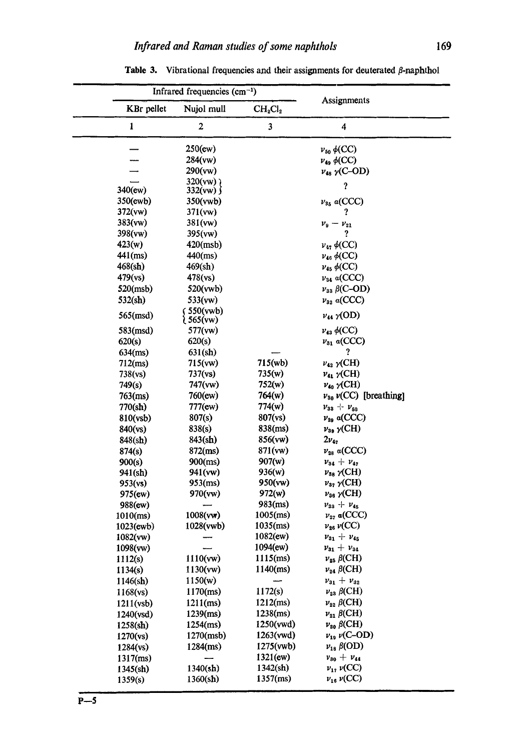**Table 3.** Vibrational frequencies and their assignments for deuterated β-naphthol

| Infrared frequencies ($cm^{-1}$) | | | Assignments |
|---|---|---|---|
| KBr pellet | Nujol mull | $CH_2Cl_2$ | |
| 1 | 2 | 3 | 4 |
| — | 250(ew) | | $\nu_{50}$ $\phi$(CC) |
| — | 284(vw) | | $\nu_{49}$ $\phi$(CC) |
| — | 290(vw) | | $\nu_{48}$ $\gamma$(C–OD) |
| — | 320(vw) | | ? |
| 340(ew) | 332(vw) | | ? |
| 350(ewb) | 350(vwb) | | $\nu_{35}$ $\alpha$(CCC) |
| 372(vw) | 371(vw) | | ? |
| 383(vw) | 381(vw) | | $\nu_9 - \nu_{21}$ |
| 398(vw) | 395(vw) | | ? |
| 423(w) | 420(msb) | | $\nu_{47}$ $\phi$(CC) |
| 441(ms) | 440(ms) | | $\nu_{46}$ $\phi$(CC) |
| 468(sh) | 469(sh) | | $\nu_{45}$ $\phi$(CC) |
| 479(vs) | 478(vs) | | $\nu_{34}$ $\alpha$(CCC) |
| 520(msb) | 520(vwb) | | $\nu_{33}$ $\beta$(C–OD) |
| 532(sh) | 533(vw) | | $\nu_{32}$ $\alpha$(CCC) |
| 565(msd) | 550(vwb) 565(vw) | | $\nu_{44}$ $\gamma$(OD) |
| 583(msd) | 577(vw) | | $\nu_{43}$ $\phi$(CC) |
| 620(s) | 620(s) | | $\nu_{31}$ $\alpha$(CCC) |
| 634(ms) | 631(sh) | — | ? |
| 712(ms) | 715(vw) | 715(wb) | $\nu_{42}$ $\gamma$(CH) |
| 738(vs) | 737(vs) | 735(w) | $\nu_{41}$ $\gamma$(CH) |
| 749(s) | 747(vw) | 752(w) | $\nu_{40}$ $\gamma$(CH) |
| 763(ms) | 760(ew) | 764(w) | $\nu_{30}$ $\nu$(CC) [breathing] |
| 770(sh) | 777(ew) | 774(w) | $\nu_{33} + \nu_{50}$ |
| 810(vsb) | 807(s) | 807(vs) | $\nu_{29}$ $\alpha$(CCC) |
| 840(vs) | 838(s) | 838(ms) | $\nu_{39}$ $\gamma$(CH) |
| 848(sh) | 843(sh) | 856(vw) | $2\nu_{47}$ |
| 874(s) | 872(ms) | 871(vw) | $\nu_{28}$ $\alpha$(CCC) |
| 900(s) | 900(ms) | 907(w) | $\nu_{34} + \nu_{47}$ |
| 941(sh) | 941(vw) | 936(w) | $\nu_{38}$ $\gamma$(CH) |
| 953(vs) | 953(ms) | 950(vw) | $\nu_{37}$ $\gamma$(CH) |
| 975(ew) | 970(vw) | 972(w) | $\nu_{36}$ $\gamma$(CH) |
| 988(ew) | — | 983(ms) | $\nu_{33} + \nu_{45}$ |
| 1010(ms) | 1008(vw) | 1005(ms) | $\nu_{27}$ $\alpha$(CCC) |
| 1023(ewb) | 1028(vwb) | 1035(ms) | $\nu_{26}$ $\nu$(CC) |
| 1082(vw) | — | 1082(ew) | $\nu_{31} + \nu_{45}$ |
| 1098(vw) | — | 1094(ew) | $\nu_{31} + \nu_{34}$ |
| 1112(s) | 1110(vw) | 1115(ms) | $\nu_{25}$ $\beta$(CH) |
| 1134(s) | 1130(vw) | 1140(ms) | $\nu_{24}$ $\beta$(CH) |
| 1146(sh) | 1150(w) | — | $\nu_{31} + \nu_{32}$ |
| 1168(vs) | 1170(ms) | 1172(s) | $\nu_{23}$ $\beta$(CH) |
| 1211(vsb) | 1211(ms) | 1212(ms) | $\nu_{22}$ $\beta$(CH) |
| 1240(vsd) | 1239(ms) | 1238(ms) | $\nu_{21}$ $\beta$(CH) |
| 1258(sh) | 1254(ms) | 1250(vwd) | $\nu_{20}$ $\beta$(CH) |
| 1270(vs) | 1270(msb) | 1263(vwd) | $\nu_{19}$ $\nu$(C–OD) |
| 1284(vs) | 1284(ms) | 1275(vwb) | $\nu_{18}$ $\beta$(OD) |
| 1317(ms) | — | 1321(ew) | $\nu_{30} + \nu_{44}$ |
| 1345(sh) | 1340(sh) | 1342(sh) | $\nu_{17}$ $\nu$(CC) |
| 1359(s) | 1360(sh) | 1357(ms) | $\nu_{16}$ $\nu$(CC) |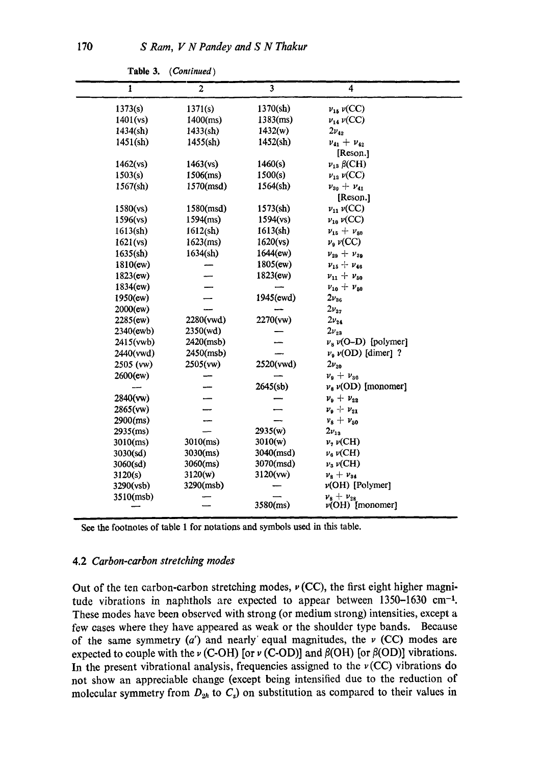Table 3. (*Continued*)

| 1 | 2 | 3 | 4 |
|---|---|---|---|
| 1373(s) | 1371(s) | 1370(sh) | $\nu_{15}$ $\nu$(CC) |
| 1401(vs) | 1400(ms) | 1383(ms) | $\nu_{14}$ $\nu$(CC) |
| 1434(sh) | 1433(sh) | 1432(w) | $2\nu_{42}$ |
| 1451(sh) | 1455(sh) | 1452(sh) | $\nu_{41} + \nu_{42}$ [Reson.] |
| 1462(vs) | 1463(vs) | 1460(s) | $\nu_{13}$ $\beta$(CH) |
| 1503(s) | 1506(ms) | 1500(s) | $\nu_{12}$ $\nu$(CC) |
| 1567(sh) | 1570(msd) | 1564(sh) | $\nu_{39} + \nu_{41}$ [Reson.] |
| 1580(vs) | 1580(msd) | 1573(sh) | $\nu_{11}$ $\nu$(CC) |
| 1596(vs) | 1594(ms) | 1594(vs) | $\nu_{10}$ $\nu$(CC) |
| 1613(sh) | 1612(sh) | 1613(sh) | $\nu_{15} + \nu_{50}$ |
| 1621(vs) | 1623(ms) | 1620(vs) | $\nu_{9}$ $\nu$(CC) |
| 1635(sh) | 1634(sh) | 1644(ew) | $\nu_{29} + \nu_{39}$ |
| 1810(ew) | — | 1805(ew) | $\nu_{15} + \nu_{46}$ |
| 1823(ew) | — | 1823(ew) | $\nu_{11} + \nu_{50}$ |
| 1834(ew) | — | — | $\nu_{10} + \nu_{50}$ |
| 1950(ew) | — | 1945(ewd) | $2\nu_{36}$ |
| 2000(ew) | — | — | $2\nu_{27}$ |
| 2285(ew) | 2280(vwd) | 2270(vw) | $2\nu_{24}$ |
| 2340(ewb) | 2350(wd) | — | $2\nu_{23}$ |
| 2415(vwb) | 2420(msb) | — | $\nu_{8}$ $\nu$(O-D) [polymer] |
| 2440(vwd) | 2450(msb) | — | $\nu_{9}$ $\nu$(OD) [dimer] ? |
| 2505 (vw) | 2505(vw) | 2520(vwd) | $2\nu_{20}$ |
| 2600(ew) | — | — | $\nu_{9} + \nu_{36}$ |
| — | — | 2645(sb) | $\nu_{8}$ $\nu$(OD) [monomer] |
| 2840(vw) | — | — | $\nu_{9} + \nu_{22}$ |
| 2865(vw) | — | — | $\nu_{9} + \nu_{21}$ |
| 2900(ms) | — | — | $\nu_{8} + \nu_{50}$ |
| 2935(ms) | — | 2935(w) | $2\nu_{13}$ |
| 3010(ms) | 3010(ms) | 3010(w) | $\nu_{7}$ $\nu$(CH) |
| 3030(sd) | 3030(ms) | 3040(msd) | $\nu_{6}$ $\nu$(CH) |
| 3060(sd) | 3060(ms) | 3070(msd) | $\nu_{3}$ $\nu$(CH) |
| 3120(s) | 3120(w) | 3120(vw) | $\nu_{8} + \nu_{34}$ |
| 3290(vsb) | 3290(msb) | — | $\nu$(OH) [Polymer] |
| 3510(msb) | — | — | $\nu_{8} + \nu_{28}$ |
| — | — | 3580(ms) | $\nu$(OH) [monomer] |

See the footnotes of table 1 for notations and symbols used in this table.

### 4.2 *Carbon-carbon stretching modes*

Out of the ten carbon-carbon stretching modes, $\nu$(CC), the first eight higher magnitude vibrations in naphthols are expected to appear between 1350–1630 cm$^{-1}$. These modes have been observed with strong (or medium strong) intensities, except a few cases where they have appeared as weak or the shoulder type bands. Because of the same symmetry ($a'$) and nearly equal magnitudes, the $\nu$ (CC) modes are expected to couple with the $\nu$ (C-OH) [or $\nu$ (C-OD)] and $\beta$(OH) [or $\beta$(OD)] vibrations. In the present vibrational analysis, frequencies assigned to the $\nu$(CC) vibrations do not show an appreciable change (except being intensified due to the reduction of molecular symmetry from $D_{2h}$ to $C_s$) on substitution as compared to their values in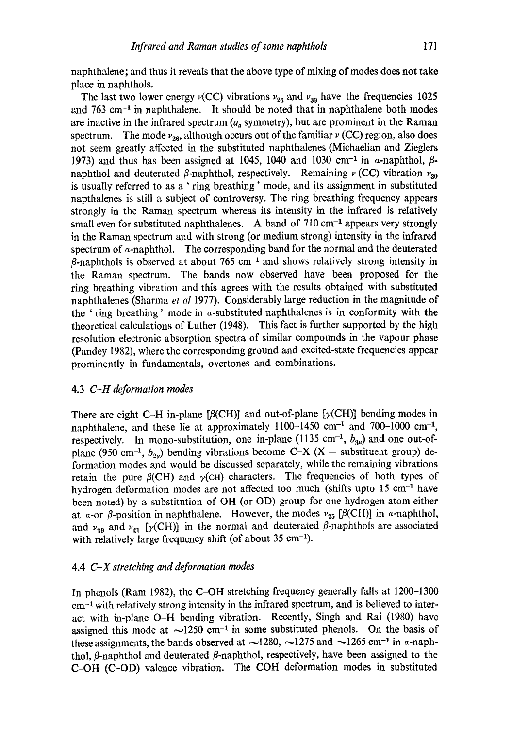naphthalene; and thus it reveals that the above type of mixing of modes does not take place in naphthols.

The last two lower energy $\nu$(CC) vibrations $\nu_{26}$ and $\nu_{30}$ have the frequencies 1025 and 763 cm$^{-1}$ in naphthalene. It should be noted that in naphthalene both modes are inactive in the infrared spectrum ($a_g$ symmetry), but are prominent in the Raman spectrum. The mode $\nu_{26}$, although occurs out of the familiar $\nu$ (CC) region, also does not seem greatly affected in the substituted naphthalenes (Michaelian and Zieglers 1973) and thus has been assigned at 1045, 1040 and 1030 cm$^{-1}$ in $\alpha$-naphthol, $\beta$-naphthol and deuterated $\beta$-naphthol, respectively. Remaining $\nu$ (CC) vibration $\nu_{30}$ is usually referred to as a 'ring breathing' mode, and its assignment in substituted napthalenes is still a subject of controversy. The ring breathing frequency appears strongly in the Raman spectrum whereas its intensity in the infrared is relatively small even for substituted naphthalenes. A band of 710 cm$^{-1}$ appears very strongly in the Raman spectrum and with strong (or medium strong) intensity in the infrared spectrum of $\alpha$-naphthol. The corresponding band for the normal and the deuterated $\beta$-naphthols is observed at about 765 cm$^{-1}$ and shows relatively strong intensity in the Raman spectrum. The bands now observed have been proposed for the ring breathing vibration and this agrees with the results obtained with substituted naphthalenes (Sharma *et al* 1977). Considerably large reduction in the magnitude of the 'ring breathing' mode in $\alpha$-substituted naphthalenes is in conformity with the theoretical calculations of Luther (1948). This fact is further supported by the high resolution electronic absorption spectra of similar compounds in the vapour phase (Pandey 1982), where the corresponding ground and excited-state frequencies appear prominently in fundamentals, overtones and combinations.

### 4.3 *C–H deformation modes*

There are eight C–H in-plane [$\beta$(CH)] and out-of-plane [$\gamma$(CH)] bending modes in naphthalene, and these lie at approximately 1100–1450 cm$^{-1}$ and 700–1000 cm$^{-1}$, respectively. In mono-substitution, one in-plane (1135 cm$^{-1}$, $b_{3u}$) and one out-of-plane (950 cm$^{-1}$, $b_{2g}$) bending vibrations become C–X (X = substituent group) deformation modes and would be discussed separately, while the remaining vibrations retain the pure $\beta$(CH) and $\gamma$(CH) characters. The frequencies of both types of hydrogen deformation modes are not affected too much (shifts upto 15 cm$^{-1}$ have been noted) by a substitution of OH (or OD) group for one hydrogen atom either at $\alpha$-or $\beta$-position in naphthalene. However, the modes $\nu_{25}$ [$\beta$(CH)] in $\alpha$-naphthol, and $\nu_{39}$ and $\nu_{41}$ [$\gamma$(CH)] in the normal and deuterated $\beta$-naphthols are associated with relatively large frequency shift (of about 35 cm$^{-1}$).

### 4.4 *C–X stretching and deformation modes*

In phenols (Ram 1982), the C–OH stretching frequency generally falls at 1200–1300 cm$^{-1}$ with relatively strong intensity in the infrared spectrum, and is believed to interact with in-plane O–H bending vibration. Recently, Singh and Rai (1980) have assigned this mode at ~1250 cm$^{-1}$ in some substituted phenols. On the basis of these assignments, the bands observed at ~1280, ~1275 and ~1265 cm$^{-1}$ in $\alpha$-naphthol, $\beta$-naphthol and deuterated $\beta$-naphthol, respectively, have been assigned to the C–OH (C–OD) valence vibration. The COH deformation modes in substituted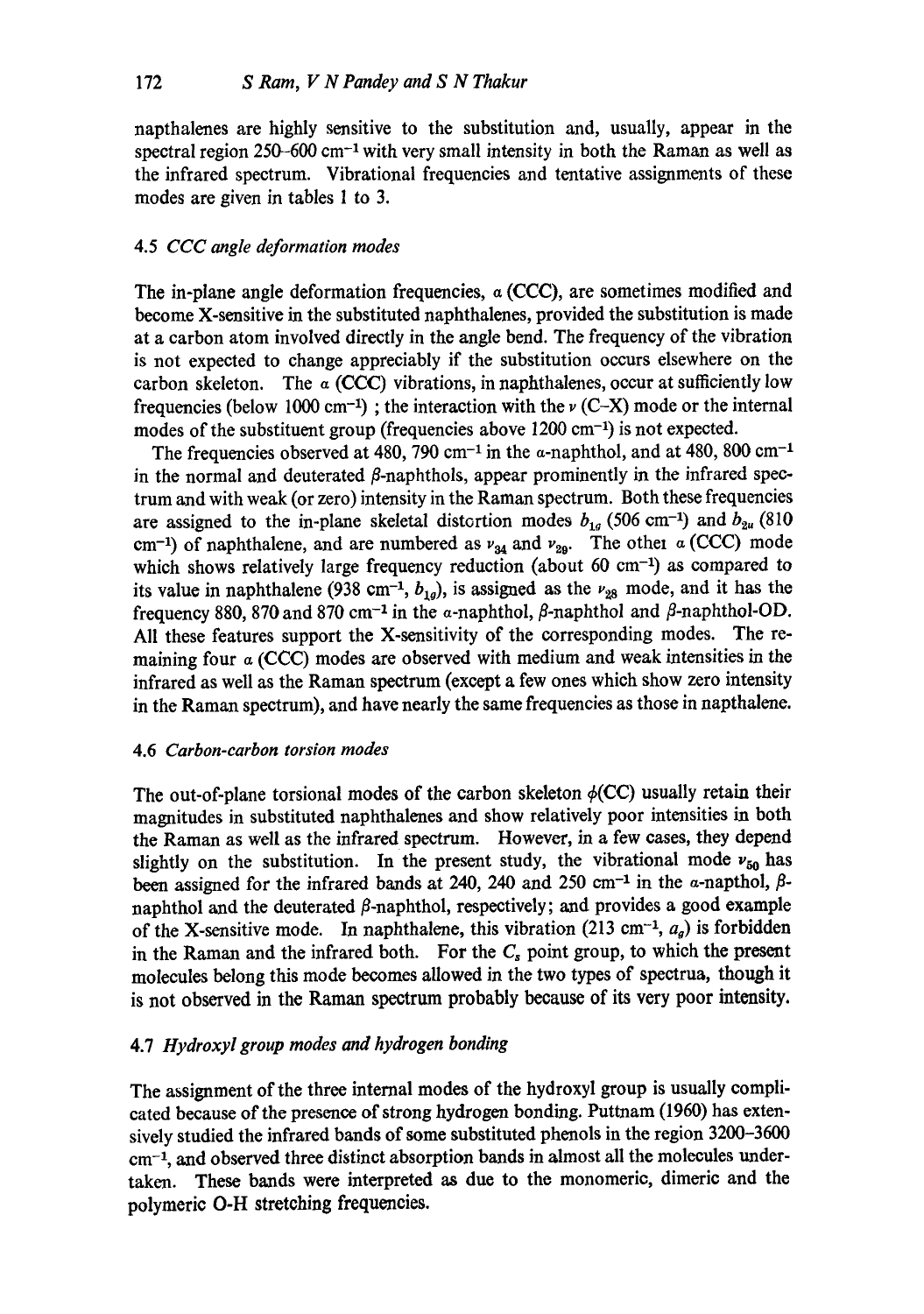napthalenes are highly sensitive to the substitution and, usually, appear in the spectral region 250–600 $cm^{-1}$ with very small intensity in both the Raman as well as the infrared spectrum. Vibrational frequencies and tentative assignments of these modes are given in tables 1 to 3.

### 4.5 *CCC angle deformation modes*

The in-plane angle deformation frequencies, $\alpha$ (CCC), are sometimes modified and become X-sensitive in the substituted naphthalenes, provided the substitution is made at a carbon atom involved directly in the angle bend. The frequency of the vibration is not expected to change appreciably if the substitution occurs elsewhere on the carbon skeleton. The $\alpha$ (CCC) vibrations, in naphthalenes, occur at sufficiently low frequencies (below 1000 $cm^{-1}$) ; the interaction with the $\nu$ (C–X) mode or the internal modes of the substituent group (frequencies above 1200 $cm^{-1}$) is not expected.

The frequencies observed at 480, 790 $cm^{-1}$ in the $\alpha$-naphthol, and at 480, 800 $cm^{-1}$ in the normal and deuterated $\beta$-naphthols, appear prominently in the infrared spectrum and with weak (or zero) intensity in the Raman spectrum. Both these frequencies are assigned to the in-plane skeletal distortion modes $b_{1g}$ (506 $cm^{-1}$) and $b_{2u}$ (810 $cm^{-1}$) of naphthalene, and are numbered as $\nu_{34}$ and $\nu_{29}$. The other $\alpha$ (CCC) mode which shows relatively large frequency reduction (about 60 $cm^{-1}$) as compared to its value in naphthalene (938 $cm^{-1}$, $b_{1g}$), is assigned as the $\nu_{28}$ mode, and it has the frequency 880, 870 and 870 $cm^{-1}$ in the $\alpha$-naphthol, $\beta$-naphthol and $\beta$-naphthol-OD. All these features support the X-sensitivity of the corresponding modes. The remaining four $\alpha$ (CCC) modes are observed with medium and weak intensities in the infrared as well as the Raman spectrum (except a few ones which show zero intensity in the Raman spectrum), and have nearly the same frequencies as those in napthalene.

### 4.6 *Carbon-carbon torsion modes*

The out-of-plane torsional modes of the carbon skeleton $\phi$(CC) usually retain their magnitudes in substituted naphthalenes and show relatively poor intensities in both the Raman as well as the infrared spectrum. However, in a few cases, they depend slightly on the substitution. In the present study, the vibrational mode $\nu_{50}$ has been assigned for the infrared bands at 240, 240 and 250 $cm^{-1}$ in the $\alpha$-napthol, $\beta$-naphthol and the deuterated $\beta$-naphthol, respectively; and provides a good example of the X-sensitive mode. In naphthalene, this vibration (213 $cm^{-1}$, $a_g$) is forbidden in the Raman and the infrared both. For the $C_s$ point group, to which the present molecules belong this mode becomes allowed in the two types of spectrua, though it is not observed in the Raman spectrum probably because of its very poor intensity.

### 4.7 *Hydroxyl group modes and hydrogen bonding*

The assignment of the three internal modes of the hydroxyl group is usually complicated because of the presence of strong hydrogen bonding. Puttnam (1960) has extensively studied the infrared bands of some substituted phenols in the region 3200–3600 $cm^{-1}$, and observed three distinct absorption bands in almost all the molecules undertaken. These bands were interpreted as due to the monomeric, dimeric and the polymeric O-H stretching frequencies.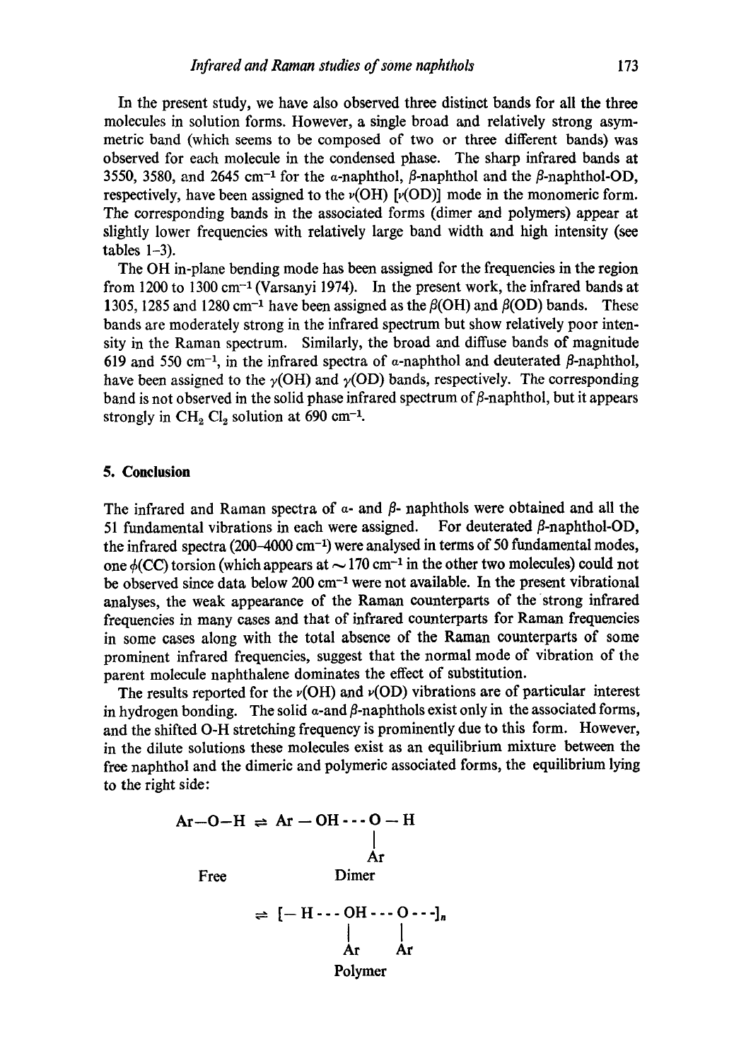In the present study, we have also observed three distinct bands for all the three molecules in solution forms. However, a single broad and relatively strong asymmetric band (which seems to be composed of two or three different bands) was observed for each molecule in the condensed phase. The sharp infrared bands at 3550, 3580, and 2645 $cm^{-1}$ for the $\alpha$-naphthol, $\beta$-naphthol and the $\beta$-naphthol-OD, respectively, have been assigned to the $\nu$(OH) [$\nu$(OD)] mode in the monomeric form. The corresponding bands in the associated forms (dimer and polymers) appear at slightly lower frequencies with relatively large band width and high intensity (see tables 1–3).

The OH in-plane bending mode has been assigned for the frequencies in the region from 1200 to 1300 $cm^{-1}$ (Varsanyi 1974). In the present work, the infrared bands at 1305, 1285 and 1280 $cm^{-1}$ have been assigned as the $\beta$(OH) and $\beta$(OD) bands. These bands are moderately strong in the infrared spectrum but show relatively poor intensity in the Raman spectrum. Similarly, the broad and diffuse bands of magnitude 619 and 550 $cm^{-1}$, in the infrared spectra of $\alpha$-naphthol and deuterated $\beta$-naphthol, have been assigned to the $\gamma$(OH) and $\gamma$(OD) bands, respectively. The corresponding band is not observed in the solid phase infrared spectrum of $\beta$-naphthol, but it appears strongly in $CH_2Cl_2$ solution at 690 $cm^{-1}$.

## 5. Conclusion

The infrared and Raman spectra of $\alpha$- and $\beta$- naphthols were obtained and all the 51 fundamental vibrations in each were assigned. For deuterated $\beta$-naphthol-OD, the infrared spectra (200–4000 $cm^{-1}$) were analysed in terms of 50 fundamental modes, one $\phi$(CC) torsion (which appears at $\sim$170 $cm^{-1}$ in the other two molecules) could not be observed since data below 200 $cm^{-1}$ were not available. In the present vibrational analyses, the weak appearance of the Raman counterparts of the strong infrared frequencies in many cases and that of infrared counterparts for Raman frequencies in some cases along with the total absence of the Raman counterparts of some prominent infrared frequencies, suggest that the normal mode of vibration of the parent molecule naphthalene dominates the effect of substitution.

The results reported for the $\nu$(OH) and $\nu$(OD) vibrations are of particular interest in hydrogen bonding. The solid $\alpha$-and $\beta$-naphthols exist only in the associated forms, and the shifted O-H stretching frequency is prominently due to this form. However, in the dilute solutions these molecules exist as an equilibrium mixture between the free naphthol and the dimeric and polymeric associated forms, the equilibrium lying to the right side:

$$\underset{\text{Free}}{\mathrm{Ar{-}O{-}H}} \rightleftharpoons \underset{\text{Dimer}}{\mathrm{Ar{-}OH\cdots O(Ar){-}H}}$$

$$\rightleftharpoons \underset{\text{Polymer}}{[\mathrm{-H\cdots O(Ar)H\cdots O(Ar)\cdots}]_n}$$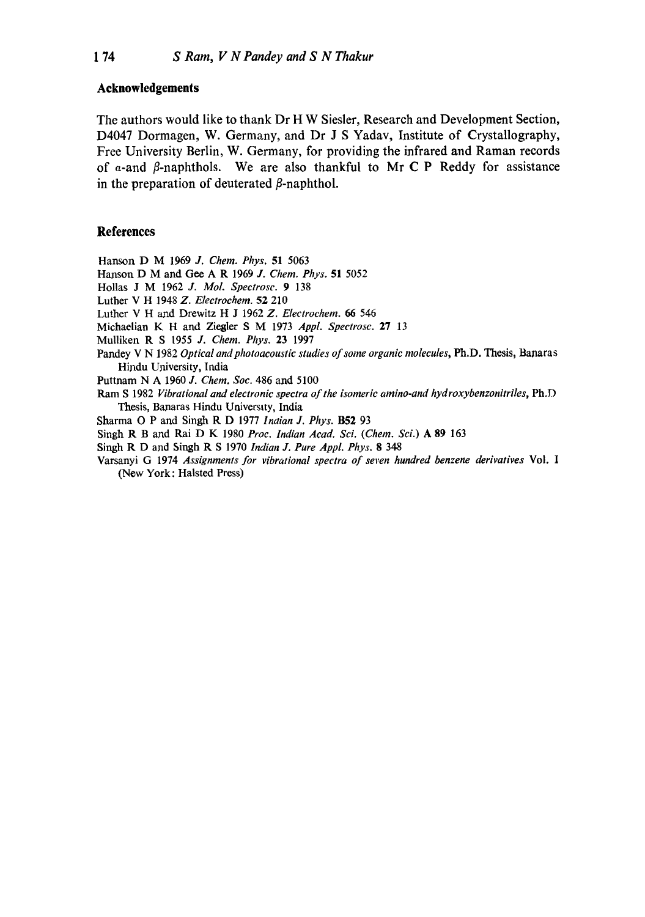## Acknowledgements

The authors would like to thank Dr H W Siesler, Research and Development Section, D4047 Dormagen, W. Germany, and Dr J S Yadav, Institute of Crystallography, Free University Berlin, W. Germany, for providing the infrared and Raman records of $\alpha$-and $\beta$-naphthols. We are also thankful to Mr C P Reddy for assistance in the preparation of deuterated $\beta$-naphthol.

## References

Hanson D M 1969 *J. Chem. Phys.* **51** 5063

Hanson D M and Gee A R 1969 *J. Chem. Phys.* **51** 5052

Hollas J M 1962 *J. Mol. Spectrosc.* **9** 138

Luther V H 1948 *Z. Electrochem.* **52** 210

Luther V H and Drewitz H J 1962 *Z. Electrochem.* **66** 546

Michaelian K H and Ziegler S M 1973 *Appl. Spectrosc.* **27** 13

Mulliken R S 1955 *J. Chem. Phys.* **23** 1997

Pandey V N 1982 *Optical and photoacoustic studies of some organic molecules*, Ph.D. Thesis, Banaras Hindu University, India

Puttnam N A 1960 *J. Chem. Soc.* 486 and 5100

Ram S 1982 *Vibrational and electronic spectra of the isomeric amino-and hydroxybenzonitriles*, Ph.D Thesis, Banaras Hindu University, India

Sharma O P and Singh R D 1977 *Indian J. Phys.* **B52** 93

Singh R B and Rai D K 1980 *Proc. Indian Acad. Sci. (Chem. Sci.)* **A 89** 163

Singh R D and Singh R S 1970 *Indian J. Pure Appl. Phys.* **8** 348

Varsanyi G 1974 *Assignments for vibrational spectra of seven hundred benzene derivatives* Vol. I (New York: Halsted Press)